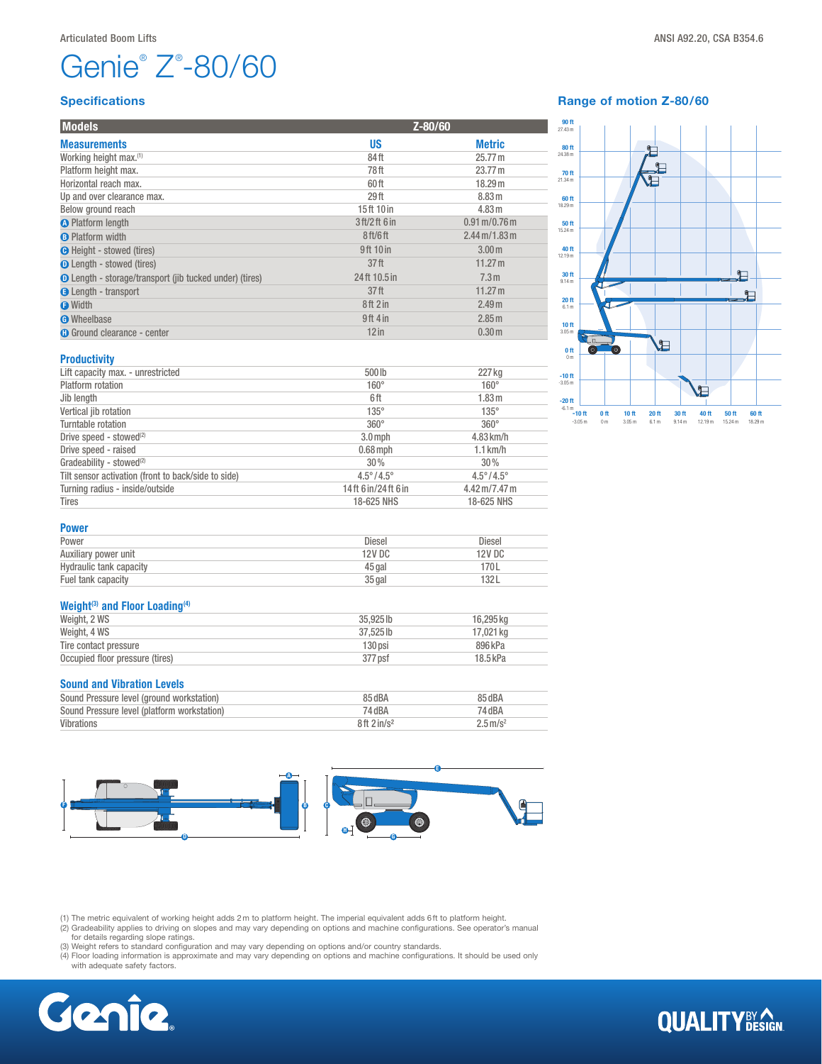Articulated Boom Lifts

ANSI A92.20, CSA B354.6

# Genie® Z®-80/60

## Specifications

| Models | Z-80/60 | |
|---|---|---|
| **Measurements** | **US** | **Metric** |
| Working height max.(1) | 84 ft | 25.77 m |
| Platform height max. | 78 ft | 23.77 m |
| Horizontal reach max. | 60 ft | 18.29 m |
| Up and over clearance max. | 29 ft | 8.83 m |
| Below ground reach | 15 ft 10 in | 4.83 m |
| A Platform length | 3 ft/2 ft 6 in | 0.91 m/0.76 m |
| B Platform width | 8 ft/6 ft | 2.44 m/1.83 m |
| C Height - stowed (tires) | 9 ft 10 in | 3.00 m |
| D Length - stowed (tires) | 37 ft | 11.27 m |
| D Length - storage/transport (jib tucked under) (tires) | 24 ft 10.5 in | 7.3 m |
| E Length - transport | 37 ft | 11.27 m |
| F Width | 8 ft 2 in | 2.49 m |
| G Wheelbase | 9 ft 4 in | 2.85 m |
| H Ground clearance - center | 12 in | 0.30 m |

### Productivity

| | | |
|---|---|---|
| Lift capacity max. - unrestricted | 500 lb | 227 kg |
| Platform rotation | 160° | 160° |
| Jib length | 6 ft | 1.83 m |
| Vertical jib rotation | 135° | 135° |
| Turntable rotation | 360° | 360° |
| Drive speed - stowed(2) | 3.0 mph | 4.83 km/h |
| Drive speed - raised | 0.68 mph | 1.1 km/h |
| Gradeability - stowed(2) | 30% | 30% |
| Tilt sensor activation (front to back/side to side) | 4.5°/4.5° | 4.5°/4.5° |
| Turning radius - inside/outside | 14 ft 6 in/24 ft 6 in | 4.42 m/7.47 m |
| Tires | 18-625 NHS | 18-625 NHS |

### Power

| | | |
|---|---|---|
| Power | Diesel | Diesel |
| Auxiliary power unit | 12V DC | 12V DC |
| Hydraulic tank capacity | 45 gal | 170 L |
| Fuel tank capacity | 35 gal | 132 L |

### Weight(3) and Floor Loading(4)

| | | |
|---|---|---|
| Weight, 2 WS | 35,925 lb | 16,295 kg |
| Weight, 4 WS | 37,525 lb | 17,021 kg |
| Tire contact pressure | 130 psi | 896 kPa |
| Occupied floor pressure (tires) | 377 psf | 18.5 kPa |

### Sound and Vibration Levels

| | | |
|---|---|---|
| Sound Pressure level (ground workstation) | 85 dBA | 85 dBA |
| Sound Pressure level (platform workstation) | 74 dBA | 74 dBA |
| Vibrations | 8 ft 2 in/s² | 2.5 m/s² |

## Range of motion Z-80/60

(1) The metric equivalent of working height adds 2 m to platform height. The imperial equivalent adds 6 ft to platform height.
(2) Gradeability applies to driving on slopes and may vary depending on options and machine configurations. See operator's manual for details regarding slope ratings.
(3) Weight refers to standard configuration and may vary depending on options and/or country standards.
(4) Floor loading information is approximate and may vary depending on options and machine configurations. It should be used only with adequate safety factors.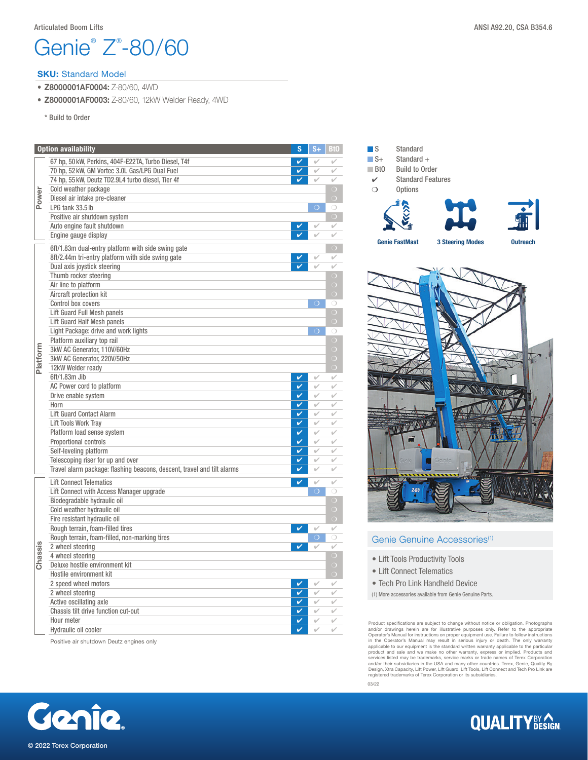Articulated Boom Lifts

ANSI A92.20, CSA B354.6

# Genie® Z®-80/60

## SKU: Standard Model

- **Z8000001AF0004:** Z-80/60, 4WD
- **Z8000001AF0003:** Z-80/60, 12kW Welder Ready, 4WD

\* Build to Order

| | Option availability | S | S+ | BtO |
|---|---|---|---|---|
| Power | 67 hp, 50 kW, Perkins, 404F-E22TA, Turbo Diesel, T4f | ✔ | ✔ | ✔ |
| | 70 hp, 52 kW, GM Vortec 3.0L Gas/LPG Dual Fuel | ✔ | ✔ | ✔ |
| | 74 hp, 55 kW, Deutz TD2.9L4 turbo diesel, Tier 4f | ✔ | ✔ | ✔ |
| | Cold weather package | | | ❍ |
| | Diesel air intake pre-cleaner | | | ❍ |
| | LPG tank 33.5 lb | | ❍ | ❍ |
| | Positive air shutdown system | | | ❍ |
| | Auto engine fault shutdown | ✔ | ✔ | ✔ |
| | Engine gauge display | ✔ | ✔ | ✔ |
| Platform | 6ft/1.83m dual-entry platform with side swing gate | | | ❍ |
| | 8ft/2.44m tri-entry platform with side swing gate | ✔ | ✔ | ✔ |
| | Dual axis joystick steering | ✔ | ✔ | ✔ |
| | Thumb rocker steering | | | ❍ |
| | Air line to platform | | | ❍ |
| | Aircraft protection kit | | | ❍ |
| | Control box covers | | ❍ | ❍ |
| | Lift Guard Full Mesh panels | | | ❍ |
| | Lift Guard Half Mesh panels | | | ❍ |
| | Light Package: drive and work lights | | ❍ | ❍ |
| | Platform auxiliary top rail | | | ❍ |
| | 3kW AC Generator, 110V/60Hz | | | ❍ |
| | 3kW AC Generator, 220V/50Hz | | | ❍ |
| | 12kW Welder ready | | | ❍ |
| | 6ft/1.83m Jib | ✔ | ✔ | ✔ |
| | AC Power cord to platform | ✔ | ✔ | ✔ |
| | Drive enable system | ✔ | ✔ | ✔ |
| | Horn | ✔ | ✔ | ✔ |
| | Lift Guard Contact Alarm | ✔ | ✔ | ✔ |
| | Lift Tools Work Tray | ✔ | ✔ | ✔ |
| | Platform load sense system | ✔ | ✔ | ✔ |
| | Proportional controls | ✔ | ✔ | ✔ |
| | Self-leveling platform | ✔ | ✔ | ✔ |
| | Telescoping riser for up and over | ✔ | ✔ | ✔ |
| | Travel alarm package: flashing beacons, descent, travel and tilt alarms | ✔ | ✔ | ✔ |
| Chassis | Lift Connect Telematics | ✔ | ✔ | ✔ |
| | Lift Connect with Access Manager upgrade | | ❍ | ❍ |
| | Biodegradable hydraulic oil | | | ❍ |
| | Cold weather hydraulic oil | | | ❍ |
| | Fire resistant hydraulic oil | | | ❍ |
| | Rough terrain, foam-filled tires | ✔ | ✔ | ✔ |
| | Rough terrain, foam-filled, non-marking tires | | ❍ | ❍ |
| | 2 wheel steering | ✔ | ✔ | ✔ |
| | 4 wheel steering | | | ❍ |
| | Deluxe hostile environment kit | | | ❍ |
| | Hostile environment kit | | | ❍ |
| | 2 speed wheel motors | ✔ | ✔ | ✔ |
| | 2 wheel steering | ✔ | ✔ | ✔ |
| | Active oscillating axle | ✔ | ✔ | ✔ |
| | Chassis tilt drive function cut-out | ✔ | ✔ | ✔ |
| | Hour meter | ✔ | ✔ | ✔ |
| | Hydraulic oil cooler | ✔ | ✔ | ✔ |

Positive air shutdown Deutz engines only

- S — Standard
- S+ — Standard +
- BtO — Build to Order
- ✔ — Standard Features
- ❍ — Options

Genie FastMast

3 Steering Modes

Outreach

## Genie Genuine Accessories[1]

- Lift Tools Productivity Tools
- Lift Connect Telematics
- Tech Pro Link Handheld Device

(1) More accessories available from Genie Genuine Parts.

Product specifications are subject to change without notice or obligation. Photographs and/or drawings herein are for illustrative purposes only. Refer to the appropriate Operator's Manual for instructions on proper equipment use. Failure to follow instructions in the Operator's Manual may result in serious injury or death. The only warranty applicable to our equipment is the standard written warranty applicable to the particular product and sale and we make no other warranty, express or implied. Products and services listed may be trademarks, service marks or trade names of Terex Corporation and/or their subsidiaries in the USA and many other countries. Terex, Genie, Quality By Design, Xtra Capacity, Lift Power, Lift Guard, Lift Tools, Lift Connect and Tech Pro Link are registered trademarks of Terex Corporation or its subsidiaries.

03/22

© 2022 Terex Corporation

QUALITY BY DESIGN